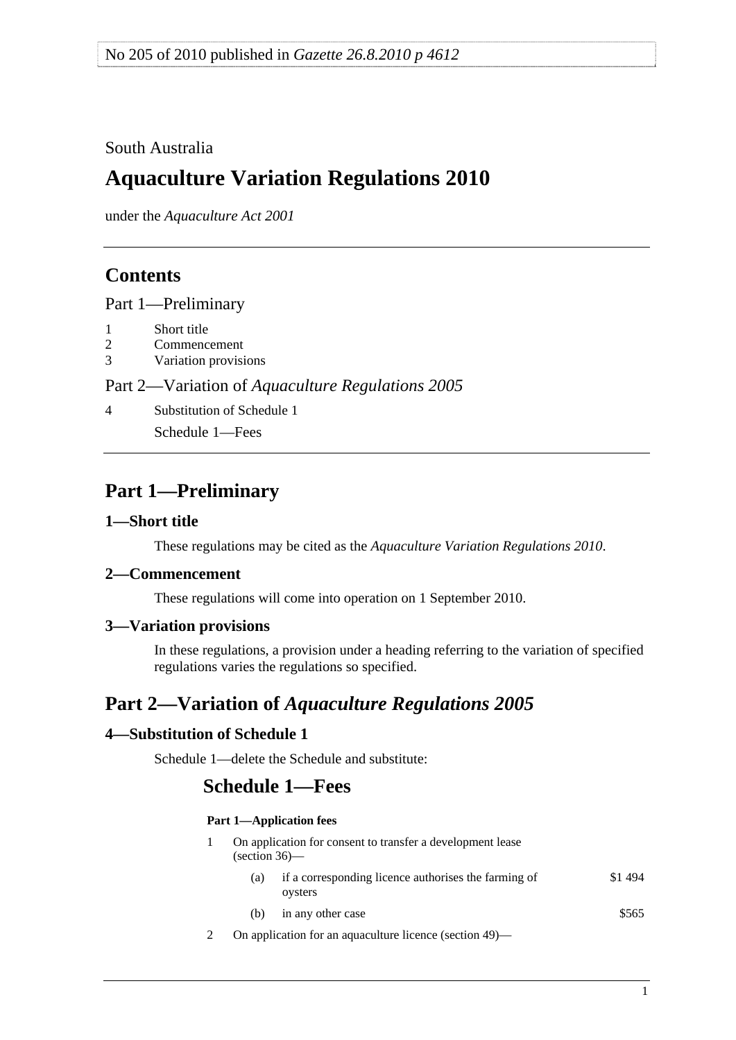No 205 of 2010 published in *Gazette 26.8.2010 p 4612*

South Australia

# Aquaculture Variation Regulations 2010

under the *Aquaculture Act 2001*

## Contents

Part 1—Preliminary

1 Short title
2 Commencement
3 Variation provisions

Part 2—Variation of *Aquaculture Regulations 2005*

4 Substitution of Schedule 1

Schedule 1—Fees

## Part 1—Preliminary

### 1—Short title

These regulations may be cited as the *Aquaculture Variation Regulations 2010*.

### 2—Commencement

These regulations will come into operation on 1 September 2010.

### 3—Variation provisions

In these regulations, a provision under a heading referring to the variation of specified regulations varies the regulations so specified.

## Part 2—Variation of *Aquaculture Regulations 2005*

### 4—Substitution of Schedule 1

Schedule 1—delete the Schedule and substitute:

## Schedule 1—Fees

**Part 1—Application fees**

1 On application for consent to transfer a development lease (section 36)—

(a) if a corresponding licence authorises the farming of oysters — $1 494

(b) in any other case — $565

2 On application for an aquaculture licence (section 49)—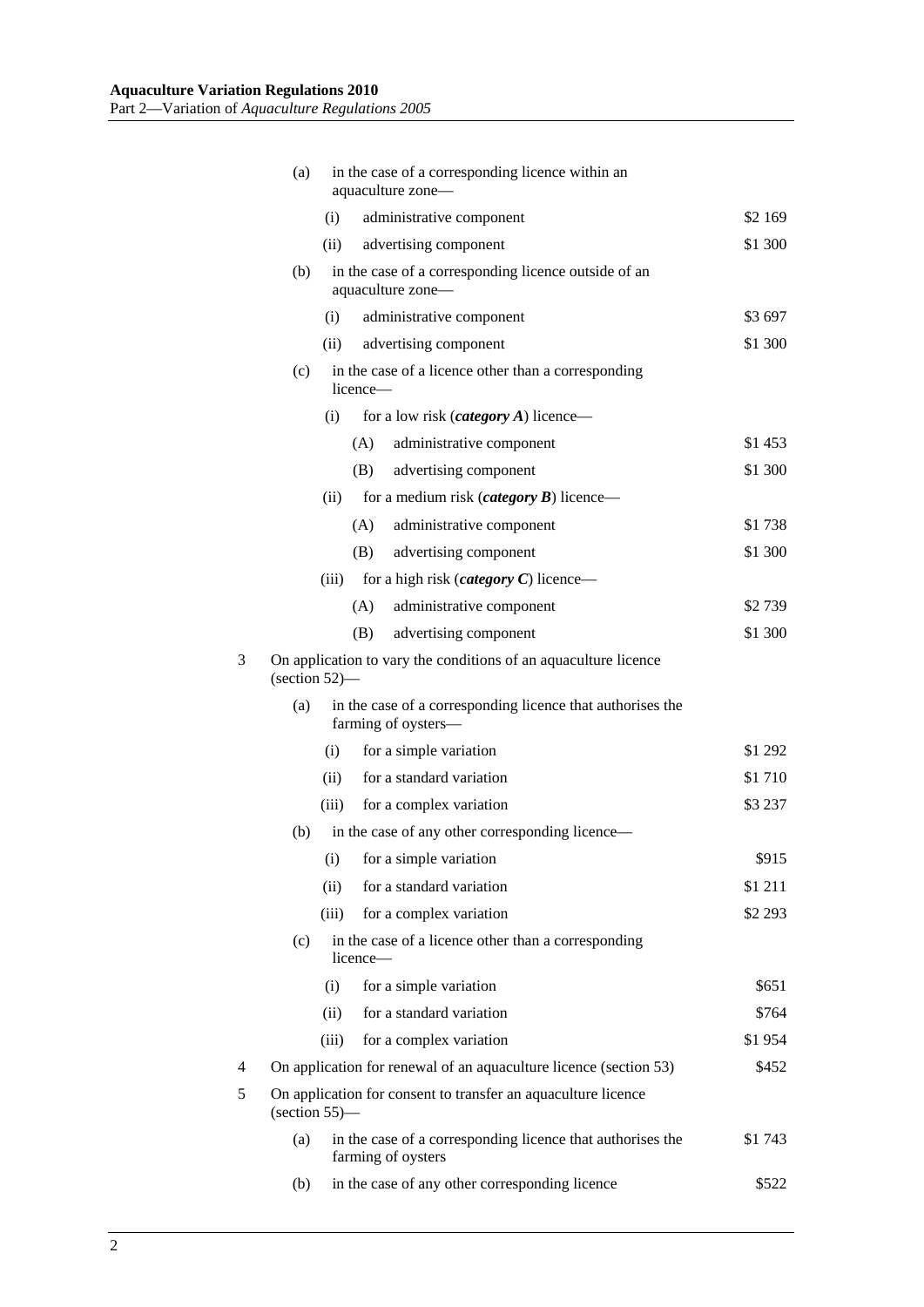| | | | |
|---|---|---|---|
| | (a) | in the case of a corresponding licence within an aquaculture zone— | |
| | | (i) administrative component | \$2 169 |
| | | (ii) advertising component | \$1 300 |
| | (b) | in the case of a corresponding licence outside of an aquaculture zone— | |
| | | (i) administrative component | \$3 697 |
| | | (ii) advertising component | \$1 300 |
| | (c) | in the case of a licence other than a corresponding licence— | |
| | | (i) for a low risk (***category A***) licence— | |
| | | (A) administrative component | \$1 453 |
| | | (B) advertising component | \$1 300 |
| | | (ii) for a medium risk (***category B***) licence— | |
| | | (A) administrative component | \$1 738 |
| | | (B) advertising component | \$1 300 |
| | | (iii) for a high risk (***category C***) licence— | |
| | | (A) administrative component | \$2 739 |
| | | (B) advertising component | \$1 300 |
| 3 | On application to vary the conditions of an aquaculture licence (section 52)— | | |
| | (a) | in the case of a corresponding licence that authorises the farming of oysters— | |
| | | (i) for a simple variation | \$1 292 |
| | | (ii) for a standard variation | \$1 710 |
| | | (iii) for a complex variation | \$3 237 |
| | (b) | in the case of any other corresponding licence— | |
| | | (i) for a simple variation | \$915 |
| | | (ii) for a standard variation | \$1 211 |
| | | (iii) for a complex variation | \$2 293 |
| | (c) | in the case of a licence other than a corresponding licence— | |
| | | (i) for a simple variation | \$651 |
| | | (ii) for a standard variation | \$764 |
| | | (iii) for a complex variation | \$1 954 |
| 4 | On application for renewal of an aquaculture licence (section 53) | | \$452 |
| 5 | On application for consent to transfer an aquaculture licence (section 55)— | | |
| | (a) | in the case of a corresponding licence that authorises the farming of oysters | \$1 743 |
| | (b) | in the case of any other corresponding licence | \$522 |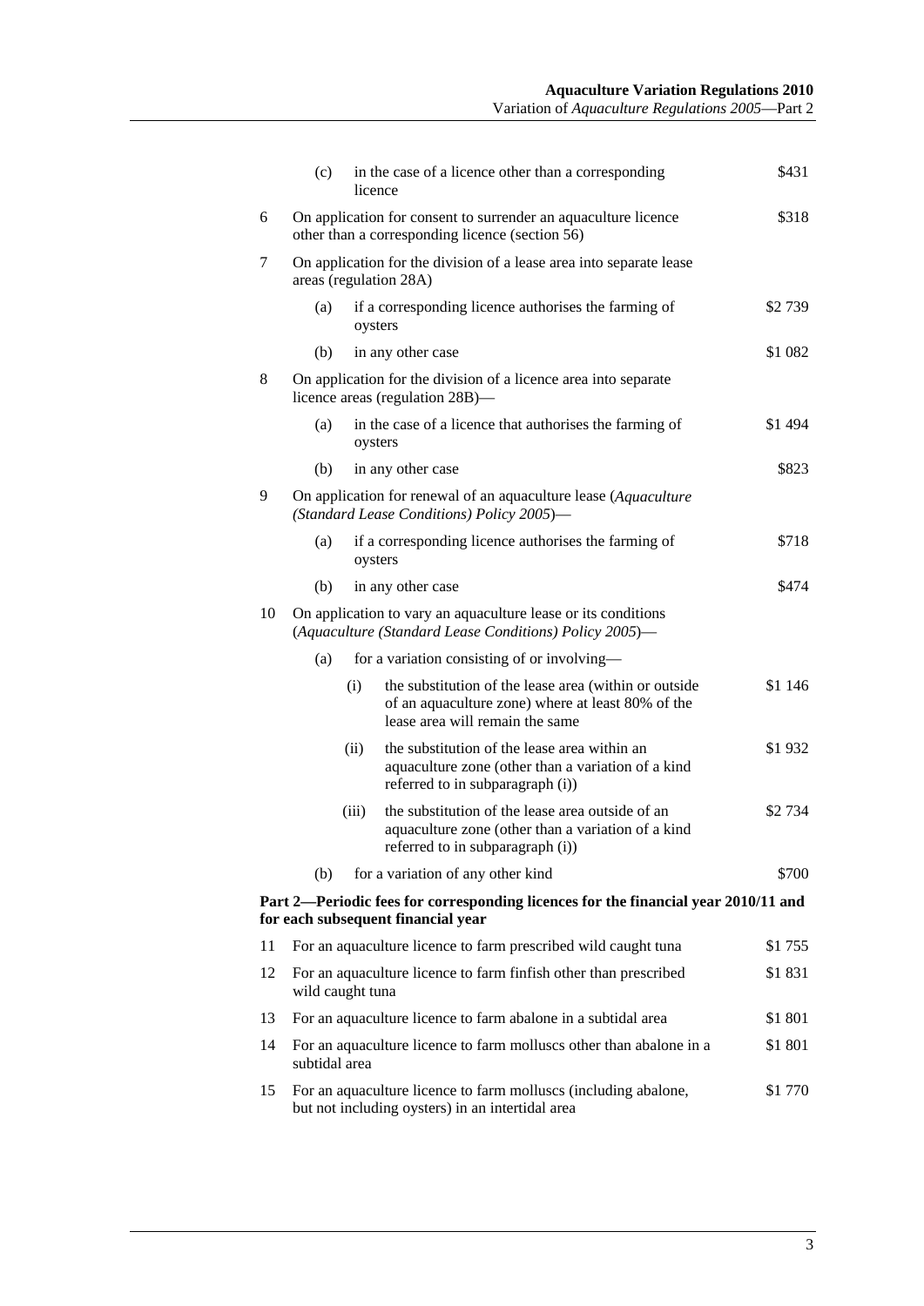| | | |
|---|---|---|
| | (c) in the case of a licence other than a corresponding licence | $431 |
| 6 | On application for consent to surrender an aquaculture licence other than a corresponding licence (section 56) | $318 |
| 7 | On application for the division of a lease area into separate lease areas (regulation 28A) | |
| | (a) if a corresponding licence authorises the farming of oysters | $2 739 |
| | (b) in any other case | $1 082 |
| 8 | On application for the division of a licence area into separate licence areas (regulation 28B)— | |
| | (a) in the case of a licence that authorises the farming of oysters | $1 494 |
| | (b) in any other case | $823 |
| 9 | On application for renewal of an aquaculture lease (*Aquaculture (Standard Lease Conditions) Policy 2005*)— | |
| | (a) if a corresponding licence authorises the farming of oysters | $718 |
| | (b) in any other case | $474 |
| 10 | On application to vary an aquaculture lease or its conditions (*Aquaculture (Standard Lease Conditions) Policy 2005*)— | |
| | (a) for a variation consisting of or involving— | |
| | (i) the substitution of the lease area (within or outside of an aquaculture zone) where at least 80% of the lease area will remain the same | $1 146 |
| | (ii) the substitution of the lease area within an aquaculture zone (other than a variation of a kind referred to in subparagraph (i)) | $1 932 |
| | (iii) the substitution of the lease area outside of an aquaculture zone (other than a variation of a kind referred to in subparagraph (i)) | $2 734 |
| | (b) for a variation of any other kind | $700 |

**Part 2—Periodic fees for corresponding licences for the financial year 2010/11 and for each subsequent financial year**

| | | |
|---|---|---|
| 11 | For an aquaculture licence to farm prescribed wild caught tuna | $1 755 |
| 12 | For an aquaculture licence to farm finfish other than prescribed wild caught tuna | $1 831 |
| 13 | For an aquaculture licence to farm abalone in a subtidal area | $1 801 |
| 14 | For an aquaculture licence to farm molluscs other than abalone in a subtidal area | $1 801 |
| 15 | For an aquaculture licence to farm molluscs (including abalone, but not including oysters) in an intertidal area | $1 770 |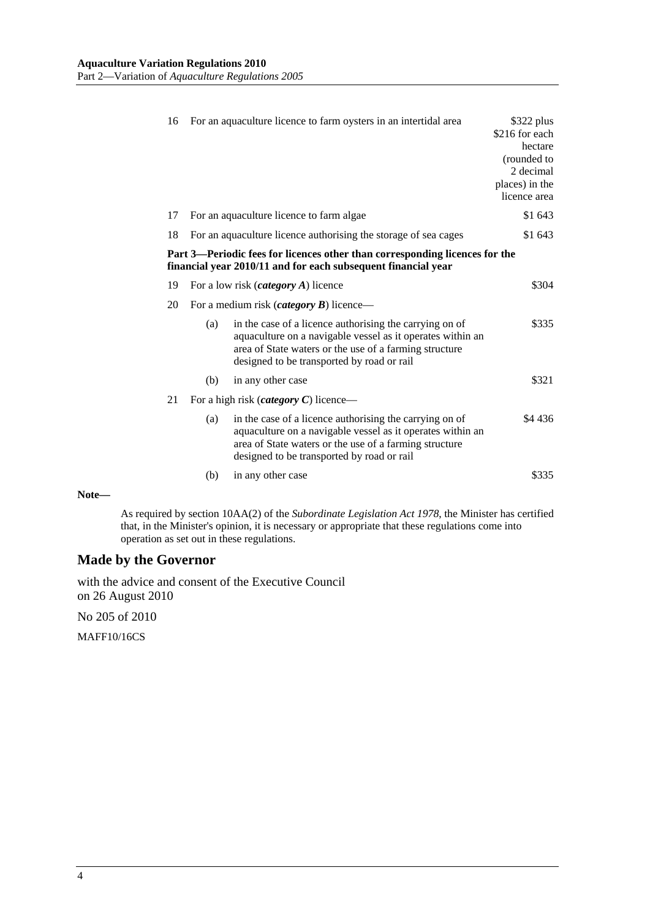| | | | |
|---|---|---|---|
| 16 | For an aquaculture licence to farm oysters in an intertidal area | | $322 plus $216 for each hectare (rounded to 2 decimal places) in the licence area |
| 17 | For an aquaculture licence to farm algae | | $1 643 |
| 18 | For an aquaculture licence authorising the storage of sea cages | | $1 643 |
| | **Part 3—Periodic fees for licences other than corresponding licences for the financial year 2010/11 and for each subsequent financial year** | | |
| 19 | For a low risk (***category A***) licence | | $304 |
| 20 | For a medium risk (***category B***) licence— | | |
| | (a) | in the case of a licence authorising the carrying on of aquaculture on a navigable vessel as it operates within an area of State waters or the use of a farming structure designed to be transported by road or rail | $335 |
| | (b) | in any other case | $321 |
| 21 | For a high risk (***category C***) licence— | | |
| | (a) | in the case of a licence authorising the carrying on of aquaculture on a navigable vessel as it operates within an area of State waters or the use of a farming structure designed to be transported by road or rail | $4 436 |
| | (b) | in any other case | $335 |

**Note—**

As required by section 10AA(2) of the *Subordinate Legislation Act 1978*, the Minister has certified that, in the Minister's opinion, it is necessary or appropriate that these regulations come into operation as set out in these regulations.

## Made by the Governor

with the advice and consent of the Executive Council on 26 August 2010

No 205 of 2010

MAFF10/16CS